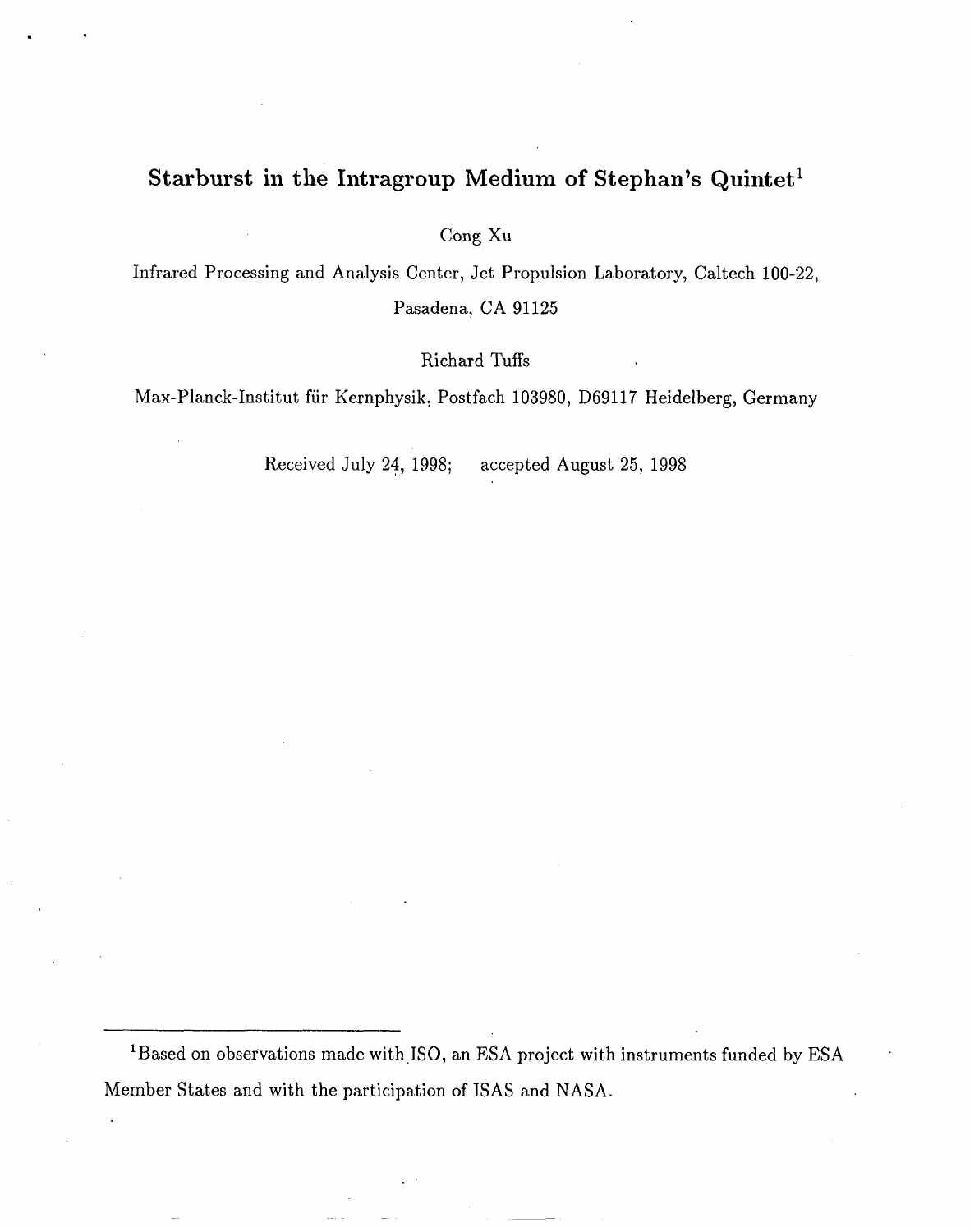# Starburst in the Intragroup Medium of Stephan's Quintet[1]

Cong Xu

Infrared Processing and Analysis Center, Jet Propulsion Laboratory, Caltech 100-22, Pasadena, CA 91125

Richard Tuffs

Max-Planck-Institut für Kernphysik, Postfach 103980, D69117 Heidelberg, Germany

Received July 24, 1998; accepted August 25, 1998

---

[1]Based on observations made with ISO, an ESA project with instruments funded by ESA Member States and with the participation of ISAS and NASA.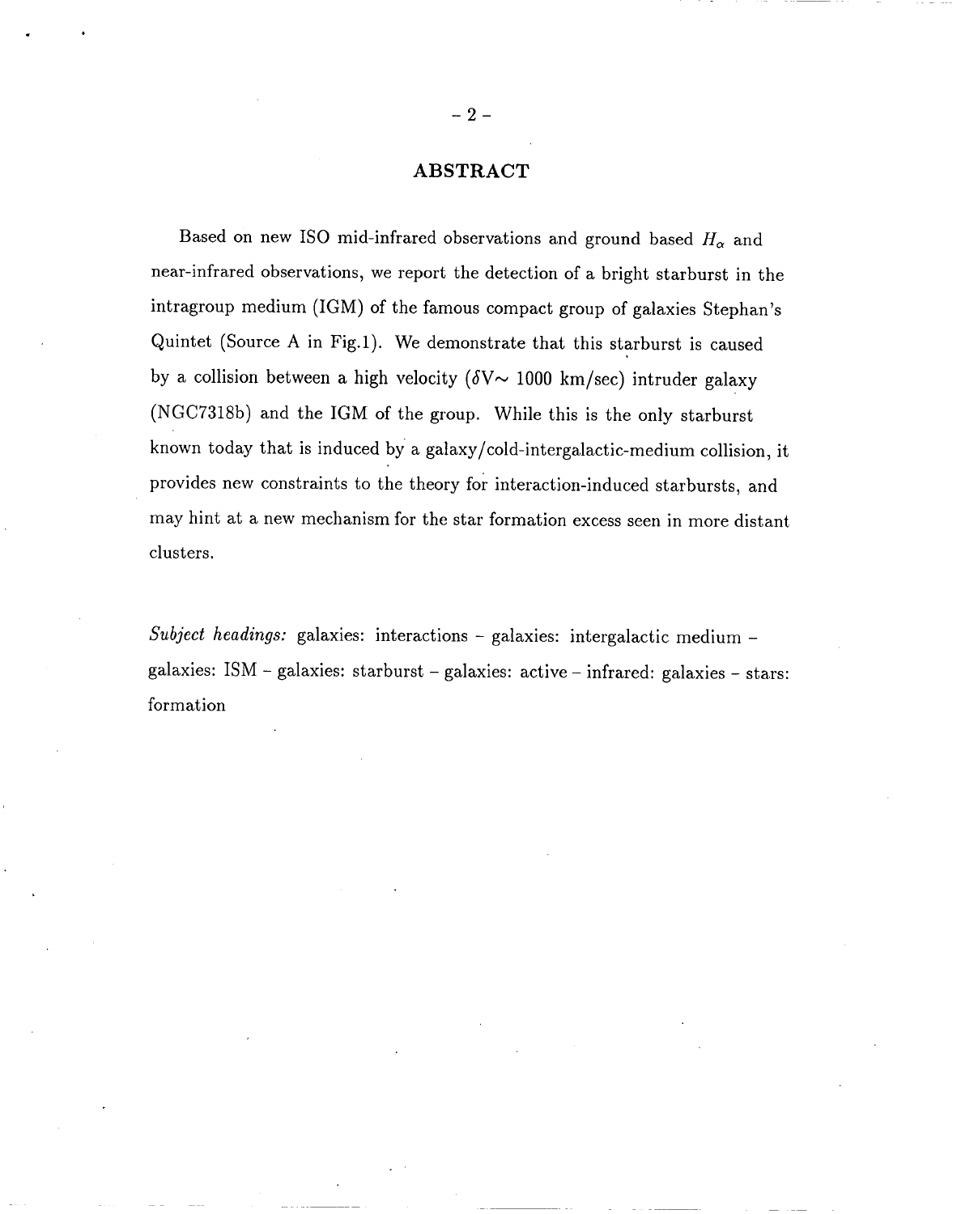## ABSTRACT

Based on new ISO mid-infrared observations and ground based $H_\alpha$ and near-infrared observations, we report the detection of a bright starburst in the intragroup medium (IGM) of the famous compact group of galaxies Stephan's Quintet (Source A in Fig.1). We demonstrate that this starburst is caused by a collision between a high velocity ($\delta$V$\sim$ 1000 km/sec) intruder galaxy (NGC7318b) and the IGM of the group. While this is the only starburst known today that is induced by a galaxy/cold-intergalactic-medium collision, it provides new constraints to the theory for interaction-induced starbursts, and may hint at a new mechanism for the star formation excess seen in more distant clusters.

*Subject headings:* galaxies: interactions – galaxies: intergalactic medium – galaxies: ISM – galaxies: starburst – galaxies: active – infrared: galaxies – stars: formation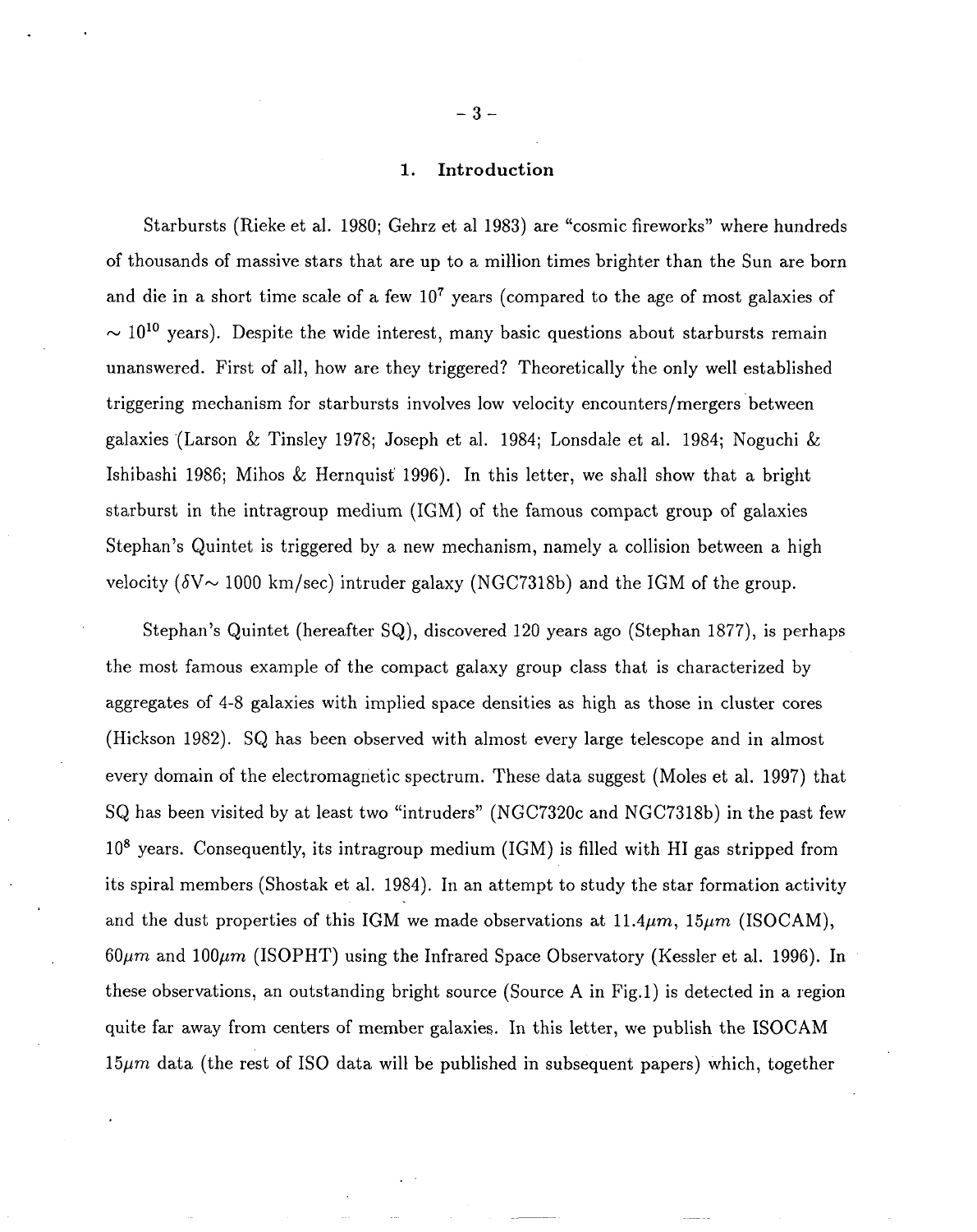## 1. Introduction

Starbursts (Rieke et al. 1980; Gehrz et al 1983) are "cosmic fireworks" where hundreds of thousands of massive stars that are up to a million times brighter than the Sun are born and die in a short time scale of a few $10^7$ years (compared to the age of most galaxies of $\sim 10^{10}$ years). Despite the wide interest, many basic questions about starbursts remain unanswered. First of all, how are they triggered? Theoretically the only well established triggering mechanism for starbursts involves low velocity encounters/mergers between galaxies (Larson & Tinsley 1978; Joseph et al. 1984; Lonsdale et al. 1984; Noguchi & Ishibashi 1986; Mihos & Hernquist 1996). In this letter, we shall show that a bright starburst in the intragroup medium (IGM) of the famous compact group of galaxies Stephan's Quintet is triggered by a new mechanism, namely a collision between a high velocity ($\delta$V$\sim$ 1000 km/sec) intruder galaxy (NGC7318b) and the IGM of the group.

Stephan's Quintet (hereafter SQ), discovered 120 years ago (Stephan 1877), is perhaps the most famous example of the compact galaxy group class that is characterized by aggregates of 4-8 galaxies with implied space densities as high as those in cluster cores (Hickson 1982). SQ has been observed with almost every large telescope and in almost every domain of the electromagnetic spectrum. These data suggest (Moles et al. 1997) that SQ has been visited by at least two "intruders" (NGC7320c and NGC7318b) in the past few $10^8$ years. Consequently, its intragroup medium (IGM) is filled with HI gas stripped from its spiral members (Shostak et al. 1984). In an attempt to study the star formation activity and the dust properties of this IGM we made observations at $11.4\mu m$, $15\mu m$ (ISOCAM), $60\mu m$ and $100\mu m$ (ISOPHT) using the Infrared Space Observatory (Kessler et al. 1996). In these observations, an outstanding bright source (Source A in Fig.1) is detected in a region quite far away from centers of member galaxies. In this letter, we publish the ISOCAM $15\mu m$ data (the rest of ISO data will be published in subsequent papers) which, together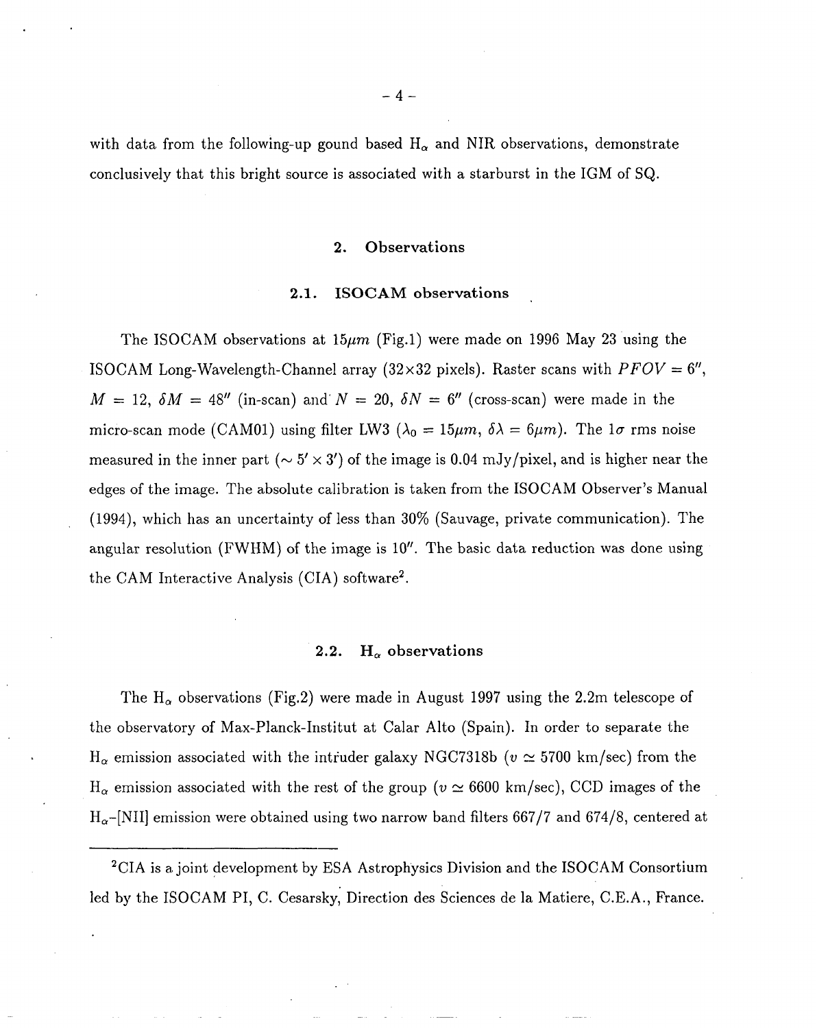with data from the following-up gound based $H_\alpha$ and NIR observations, demonstrate conclusively that this bright source is associated with a starburst in the IGM of SQ.

## 2. Observations

### 2.1. ISOCAM observations

The ISOCAM observations at $15\mu m$ (Fig.1) were made on 1996 May 23 using the ISOCAM Long-Wavelength-Channel array (32×32 pixels). Raster scans with $PFOV = 6''$, $M = 12$, $\delta M = 48''$ (in-scan) and $N = 20$, $\delta N = 6''$ (cross-scan) were made in the micro-scan mode (CAM01) using filter LW3 ($\lambda_0 = 15\mu m$, $\delta\lambda = 6\mu m$). The $1\sigma$ rms noise measured in the inner part ($\sim 5' \times 3'$) of the image is 0.04 mJy/pixel, and is higher near the edges of the image. The absolute calibration is taken from the ISOCAM Observer's Manual (1994), which has an uncertainty of less than 30% (Sauvage, private communication). The angular resolution (FWHM) of the image is $10''$. The basic data reduction was done using the CAM Interactive Analysis (CIA) software[2].

### 2.2. $H_\alpha$ observations

The $H_\alpha$ observations (Fig.2) were made in August 1997 using the 2.2m telescope of the observatory of Max-Planck-Institut at Calar Alto (Spain). In order to separate the $H_\alpha$ emission associated with the intruder galaxy NGC7318b ($v \simeq 5700$ km/sec) from the $H_\alpha$ emission associated with the rest of the group ($v \simeq 6600$ km/sec), CCD images of the $H_\alpha$–[NII] emission were obtained using two narrow band filters 667/7 and 674/8, centered at

[2]CIA is a joint development by ESA Astrophysics Division and the ISOCAM Consortium led by the ISOCAM PI, C. Cesarsky, Direction des Sciences de la Matiere, C.E.A., France.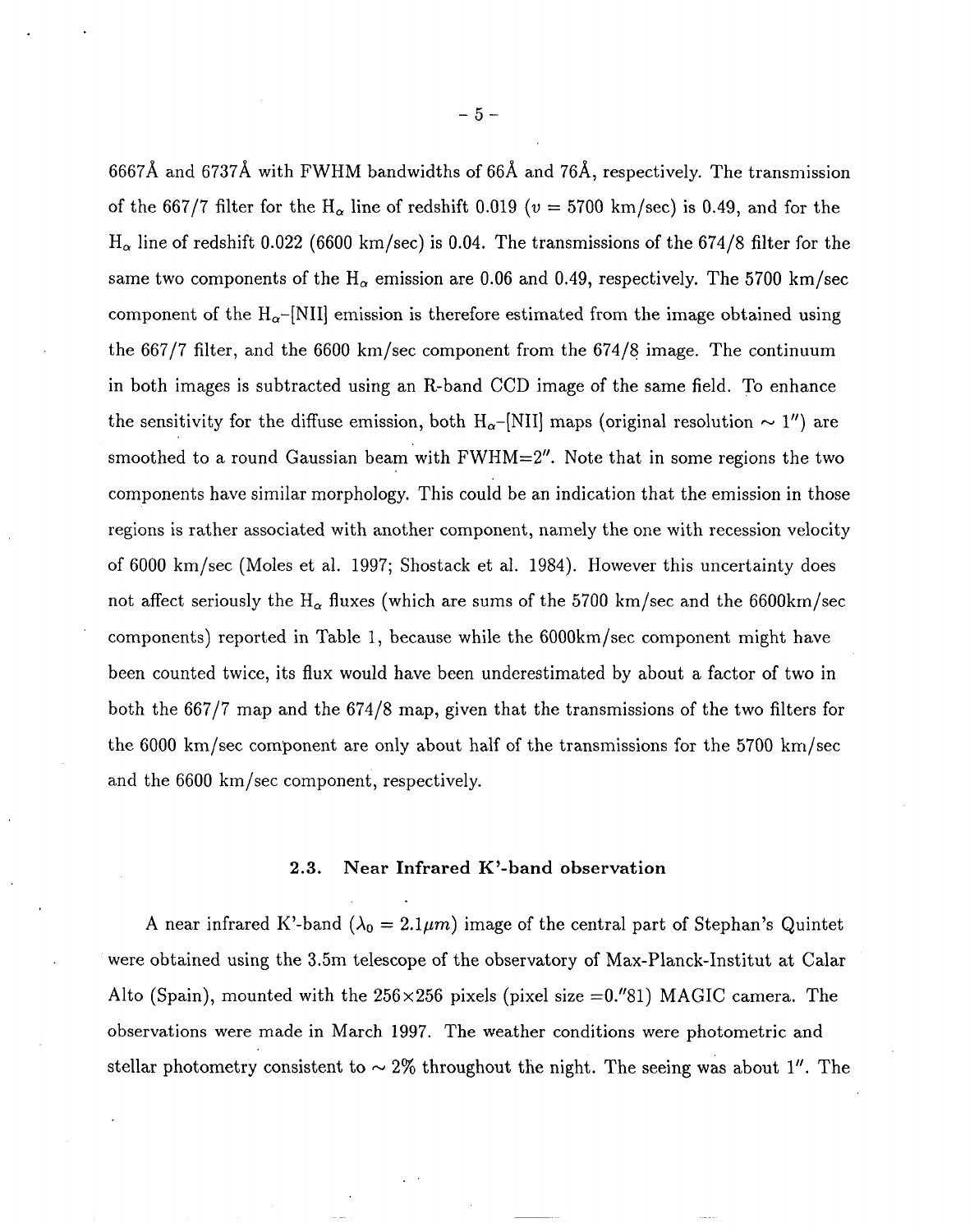6667Å and 6737Å with FWHM bandwidths of 66Å and 76Å, respectively. The transmission of the 667/7 filter for the $H_\alpha$ line of redshift 0.019 ($v$ = 5700 km/sec) is 0.49, and for the $H_\alpha$ line of redshift 0.022 (6600 km/sec) is 0.04. The transmissions of the 674/8 filter for the same two components of the $H_\alpha$ emission are 0.06 and 0.49, respectively. The 5700 km/sec component of the $H_\alpha$–[NII] emission is therefore estimated from the image obtained using the 667/7 filter, and the 6600 km/sec component from the 674/8 image. The continuum in both images is subtracted using an R-band CCD image of the same field. To enhance the sensitivity for the diffuse emission, both $H_\alpha$–[NII] maps (original resolution $\sim 1''$) are smoothed to a round Gaussian beam with FWHM=$2''$. Note that in some regions the two components have similar morphology. This could be an indication that the emission in those regions is rather associated with another component, namely the one with recession velocity of 6000 km/sec (Moles et al. 1997; Shostack et al. 1984). However this uncertainty does not affect seriously the $H_\alpha$ fluxes (which are sums of the 5700 km/sec and the 6600km/sec components) reported in Table 1, because while the 6000km/sec component might have been counted twice, its flux would have been underestimated by about a factor of two in both the 667/7 map and the 674/8 map, given that the transmissions of the two filters for the 6000 km/sec component are only about half of the transmissions for the 5700 km/sec and the 6600 km/sec component, respectively.

### 2.3. Near Infrared K'-band observation

A near infrared K'-band ($\lambda_0 = 2.1\mu m$) image of the central part of Stephan's Quintet were obtained using the 3.5m telescope of the observatory of Max-Planck-Institut at Calar Alto (Spain), mounted with the 256×256 pixels (pixel size =$0.''81$) MAGIC camera. The observations were made in March 1997. The weather conditions were photometric and stellar photometry consistent to $\sim 2\%$ throughout the night. The seeing was about $1''$. The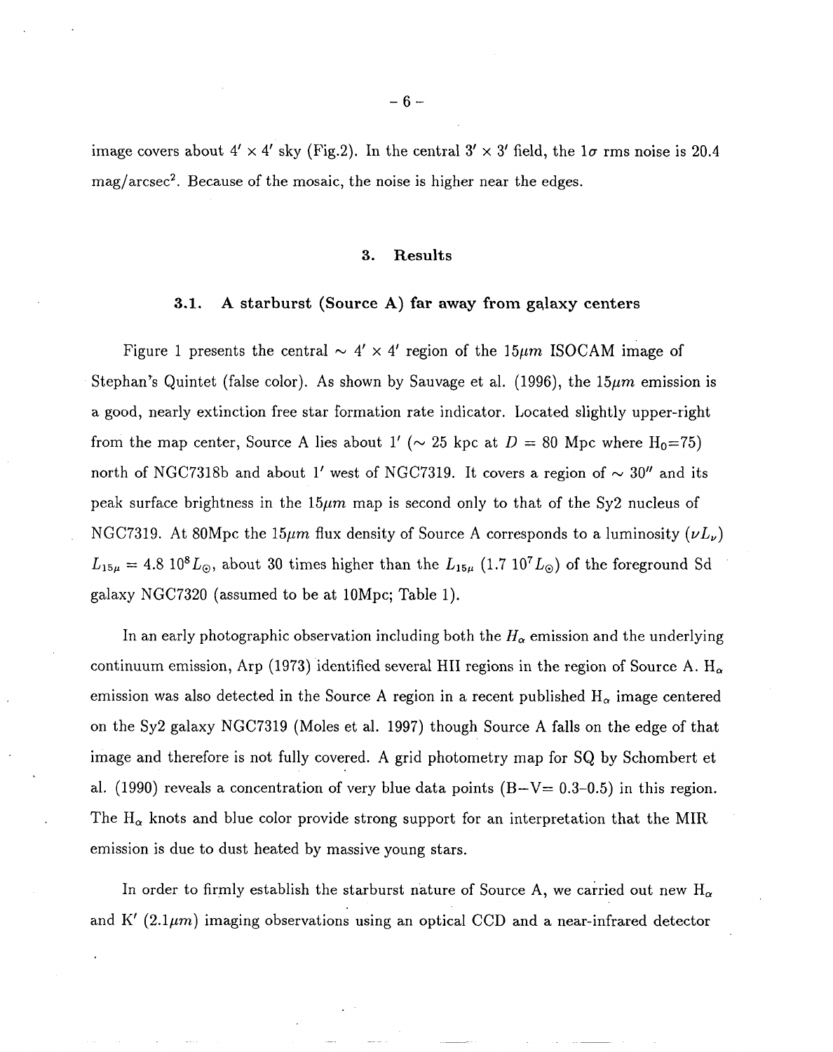image covers about $4' \times 4'$ sky (Fig.2). In the central $3' \times 3'$ field, the $1\sigma$ rms noise is 20.4 mag/arcsec$^2$. Because of the mosaic, the noise is higher near the edges.

## 3. Results

### 3.1. A starburst (Source A) far away from galaxy centers

Figure 1 presents the central $\sim 4' \times 4'$ region of the $15\mu m$ ISOCAM image of Stephan's Quintet (false color). As shown by Sauvage et al. (1996), the $15\mu m$ emission is a good, nearly extinction free star formation rate indicator. Located slightly upper-right from the map center, Source A lies about $1'$ ($\sim$ 25 kpc at $D$ = 80 Mpc where $H_0$=75) north of NGC7318b and about $1'$ west of NGC7319. It covers a region of $\sim 30''$ and its peak surface brightness in the $15\mu m$ map is second only to that of the Sy2 nucleus of NGC7319. At 80Mpc the $15\mu m$ flux density of Source A corresponds to a luminosity ($\nu L_\nu$) $L_{15\mu} = 4.8\ 10^8 L_\odot$, about 30 times higher than the $L_{15\mu}$ ($1.7\ 10^7 L_\odot$) of the foreground Sd galaxy NGC7320 (assumed to be at 10Mpc; Table 1).

In an early photographic observation including both the $H_\alpha$ emission and the underlying continuum emission, Arp (1973) identified several HII regions in the region of Source A. $H_\alpha$ emission was also detected in the Source A region in a recent published $H_\alpha$ image centered on the Sy2 galaxy NGC7319 (Moles et al. 1997) though Source A falls on the edge of that image and therefore is not fully covered. A grid photometry map for SQ by Schombert et al. (1990) reveals a concentration of very blue data points (B$-$V= 0.3–0.5) in this region. The $H_\alpha$ knots and blue color provide strong support for an interpretation that the MIR emission is due to dust heated by massive young stars.

In order to firmly establish the starburst nature of Source A, we carried out new $H_\alpha$ and K$'$ ($2.1\mu m$) imaging observations using an optical CCD and a near-infrared detector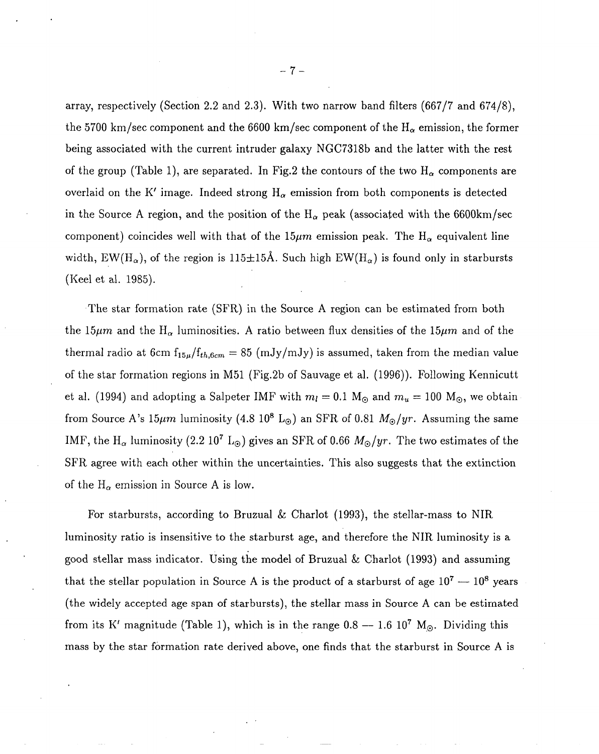array, respectively (Section 2.2 and 2.3). With two narrow band filters (667/7 and 674/8), the 5700 km/sec component and the 6600 km/sec component of the $H_\alpha$ emission, the former being associated with the current intruder galaxy NGC7318b and the latter with the rest of the group (Table 1), are separated. In Fig.2 the contours of the two $H_\alpha$ components are overlaid on the K′ image. Indeed strong $H_\alpha$ emission from both components is detected in the Source A region, and the position of the $H_\alpha$ peak (associated with the 6600km/sec component) coincides well with that of the $15\mu m$ emission peak. The $H_\alpha$ equivalent line width, EW($H_\alpha$), of the region is 115±15Å. Such high EW($H_\alpha$) is found only in starbursts (Keel et al. 1985).

The star formation rate (SFR) in the Source A region can be estimated from both the $15\mu m$ and the $H_\alpha$ luminosities. A ratio between flux densities of the $15\mu m$ and of the thermal radio at 6cm $f_{15\mu}/f_{th,6cm} = 85$ (mJy/mJy) is assumed, taken from the median value of the star formation regions in M51 (Fig.2b of Sauvage et al. (1996)). Following Kennicutt et al. (1994) and adopting a Salpeter IMF with $m_l = 0.1$ M$_\odot$ and $m_u = 100$ M$_\odot$, we obtain from Source A's $15\mu m$ luminosity (4.8 $10^8$ L$_\odot$) an SFR of 0.81 $M_\odot/yr$. Assuming the same IMF, the $H_\alpha$ luminosity (2.2 $10^7$ L$_\odot$) gives an SFR of 0.66 $M_\odot/yr$. The two estimates of the SFR agree with each other within the uncertainties. This also suggests that the extinction of the $H_\alpha$ emission in Source A is low.

For starbursts, according to Bruzual & Charlot (1993), the stellar-mass to NIR luminosity ratio is insensitive to the starburst age, and therefore the NIR luminosity is a good stellar mass indicator. Using the model of Bruzual & Charlot (1993) and assuming that the stellar population in Source A is the product of a starburst of age $10^7$ — $10^8$ years (the widely accepted age span of starbursts), the stellar mass in Source A can be estimated from its K′ magnitude (Table 1), which is in the range 0.8 — 1.6 $10^7$ M$_\odot$. Dividing this mass by the star formation rate derived above, one finds that the starburst in Source A is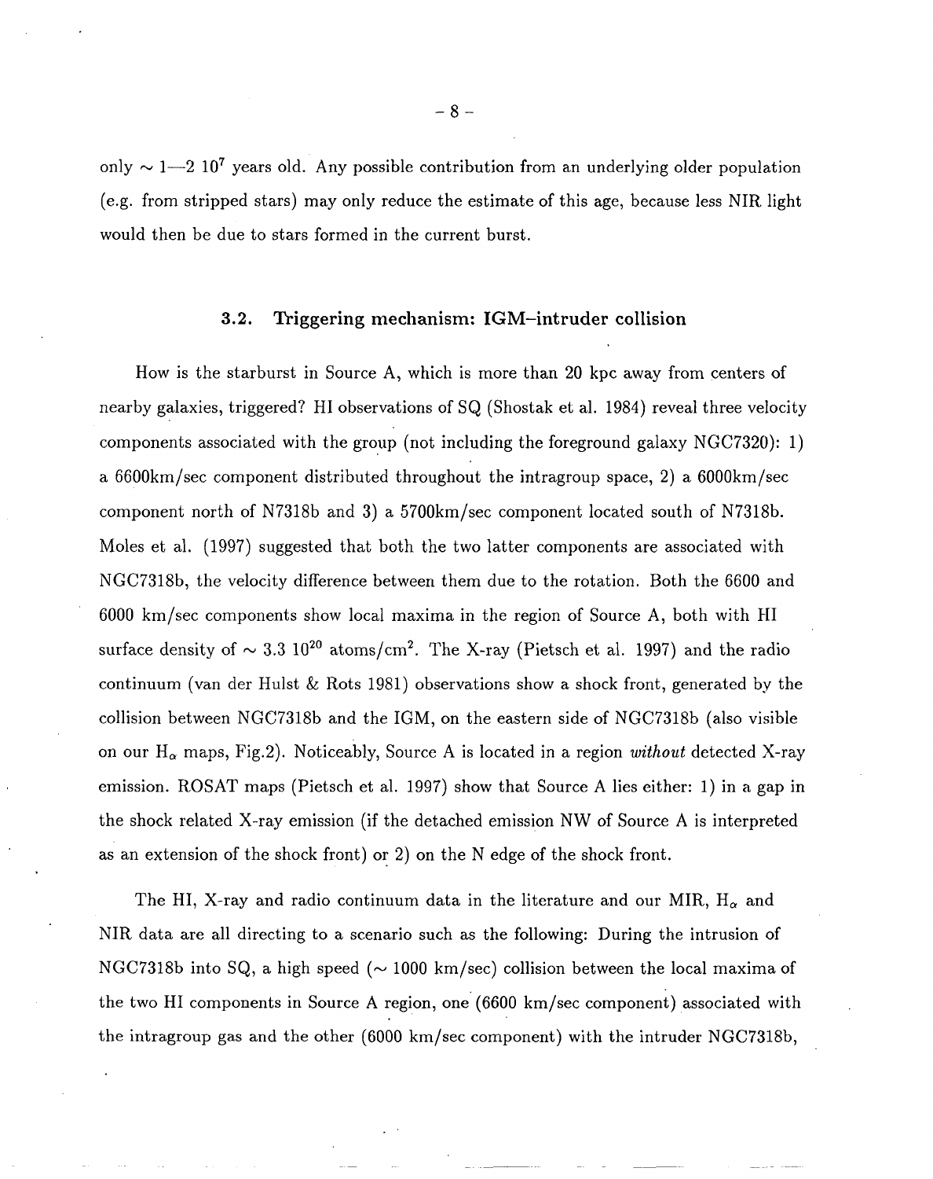only $\sim 1$—$2\ 10^7$ years old. Any possible contribution from an underlying older population (e.g. from stripped stars) may only reduce the estimate of this age, because less NIR light would then be due to stars formed in the current burst.

### 3.2. Triggering mechanism: IGM–intruder collision

How is the starburst in Source A, which is more than 20 kpc away from centers of nearby galaxies, triggered? HI observations of SQ (Shostak et al. 1984) reveal three velocity components associated with the group (not including the foreground galaxy NGC7320): 1) a 6600km/sec component distributed throughout the intragroup space, 2) a 6000km/sec component north of N7318b and 3) a 5700km/sec component located south of N7318b. Moles et al. (1997) suggested that both the two latter components are associated with NGC7318b, the velocity difference between them due to the rotation. Both the 6600 and 6000 km/sec components show local maxima in the region of Source A, both with HI surface density of $\sim 3.3\ 10^{20}$ atoms/cm$^2$. The X-ray (Pietsch et al. 1997) and the radio continuum (van der Hulst & Rots 1981) observations show a shock front, generated by the collision between NGC7318b and the IGM, on the eastern side of NGC7318b (also visible on our $H_\alpha$ maps, Fig.2). Noticeably, Source A is located in a region *without* detected X-ray emission. ROSAT maps (Pietsch et al. 1997) show that Source A lies either: 1) in a gap in the shock related X-ray emission (if the detached emission NW of Source A is interpreted as an extension of the shock front) or 2) on the N edge of the shock front.

The HI, X-ray and radio continuum data in the literature and our MIR, $H_\alpha$ and NIR data are all directing to a scenario such as the following: During the intrusion of NGC7318b into SQ, a high speed ($\sim 1000$ km/sec) collision between the local maxima of the two HI components in Source A region, one (6600 km/sec component) associated with the intragroup gas and the other (6000 km/sec component) with the intruder NGC7318b,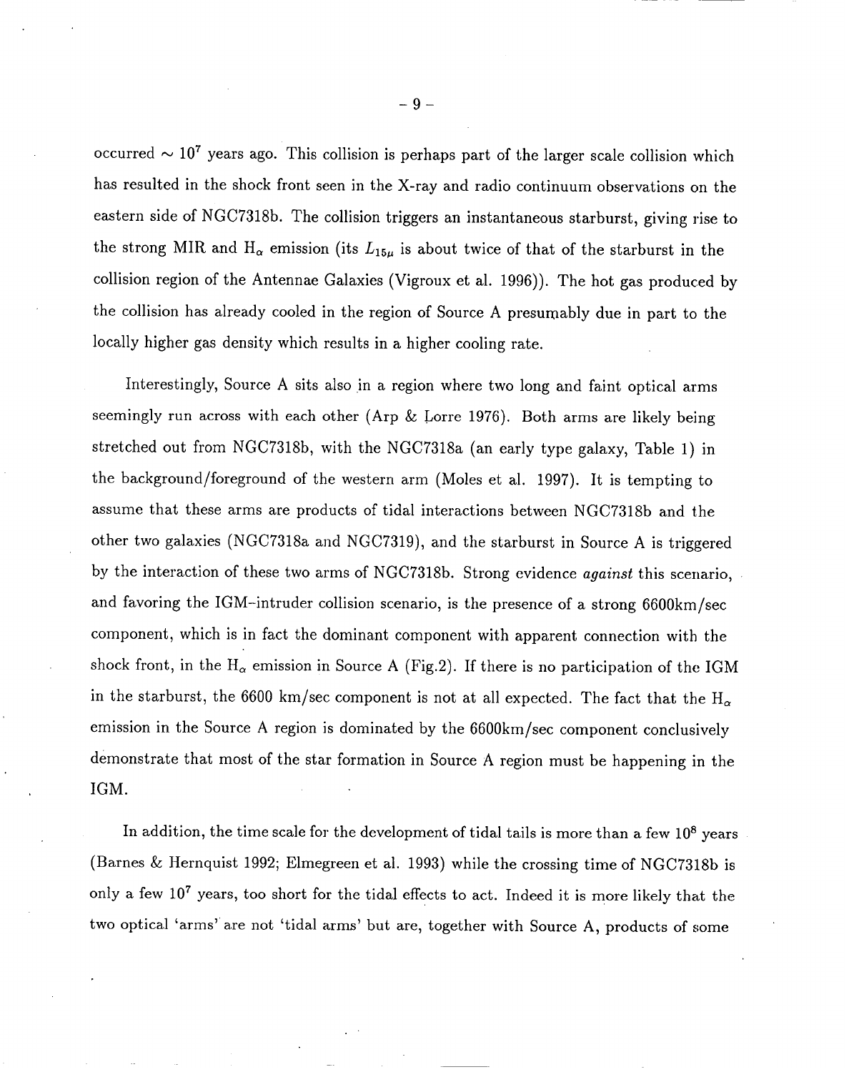occurred $\sim 10^7$ years ago. This collision is perhaps part of the larger scale collision which has resulted in the shock front seen in the X-ray and radio continuum observations on the eastern side of NGC7318b. The collision triggers an instantaneous starburst, giving rise to the strong MIR and $H_\alpha$ emission (its $L_{15\mu}$ is about twice of that of the starburst in the collision region of the Antennae Galaxies (Vigroux et al. 1996)). The hot gas produced by the collision has already cooled in the region of Source A presumably due in part to the locally higher gas density which results in a higher cooling rate.

Interestingly, Source A sits also in a region where two long and faint optical arms seemingly run across with each other (Arp & Lorre 1976). Both arms are likely being stretched out from NGC7318b, with the NGC7318a (an early type galaxy, Table 1) in the background/foreground of the western arm (Moles et al. 1997). It is tempting to assume that these arms are products of tidal interactions between NGC7318b and the other two galaxies (NGC7318a and NGC7319), and the starburst in Source A is triggered by the interaction of these two arms of NGC7318b. Strong evidence *against* this scenario, and favoring the IGM–intruder collision scenario, is the presence of a strong 6600km/sec component, which is in fact the dominant component with apparent connection with the shock front, in the $H_\alpha$ emission in Source A (Fig.2). If there is no participation of the IGM in the starburst, the 6600 km/sec component is not at all expected. The fact that the $H_\alpha$ emission in the Source A region is dominated by the 6600km/sec component conclusively demonstrate that most of the star formation in Source A region must be happening in the IGM.

In addition, the time scale for the development of tidal tails is more than a few $10^8$ years (Barnes & Hernquist 1992; Elmegreen et al. 1993) while the crossing time of NGC7318b is only a few $10^7$ years, too short for the tidal effects to act. Indeed it is more likely that the two optical 'arms' are not 'tidal arms' but are, together with Source A, products of some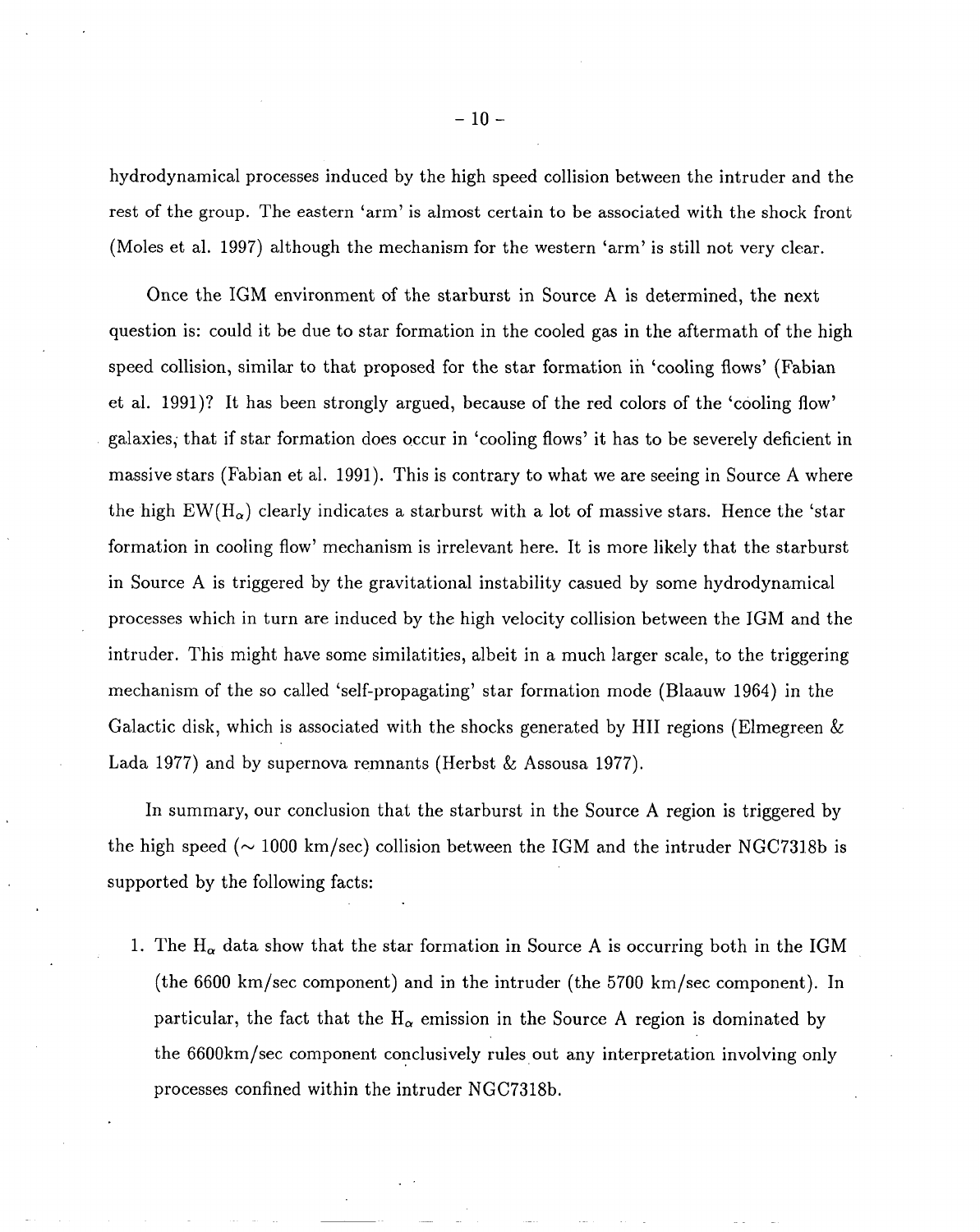hydrodynamical processes induced by the high speed collision between the intruder and the rest of the group. The eastern 'arm' is almost certain to be associated with the shock front (Moles et al. 1997) although the mechanism for the western 'arm' is still not very clear.

Once the IGM environment of the starburst in Source A is determined, the next question is: could it be due to star formation in the cooled gas in the aftermath of the high speed collision, similar to that proposed for the star formation in 'cooling flows' (Fabian et al. 1991)? It has been strongly argued, because of the red colors of the 'cooling flow' galaxies, that if star formation does occur in 'cooling flows' it has to be severely deficient in massive stars (Fabian et al. 1991). This is contrary to what we are seeing in Source A where the high EW($H_\alpha$) clearly indicates a starburst with a lot of massive stars. Hence the 'star formation in cooling flow' mechanism is irrelevant here. It is more likely that the starburst in Source A is triggered by the gravitational instability casued by some hydrodynamical processes which in turn are induced by the high velocity collision between the IGM and the intruder. This might have some similatities, albeit in a much larger scale, to the triggering mechanism of the so called 'self-propagating' star formation mode (Blaauw 1964) in the Galactic disk, which is associated with the shocks generated by HII regions (Elmegreen & Lada 1977) and by supernova remnants (Herbst & Assousa 1977).

In summary, our conclusion that the starburst in the Source A region is triggered by the high speed ($\sim$ 1000 km/sec) collision between the IGM and the intruder NGC7318b is supported by the following facts:

1. The $H_\alpha$ data show that the star formation in Source A is occurring both in the IGM (the 6600 km/sec component) and in the intruder (the 5700 km/sec component). In particular, the fact that the $H_\alpha$ emission in the Source A region is dominated by the 6600km/sec component conclusively rules out any interpretation involving only processes confined within the intruder NGC7318b.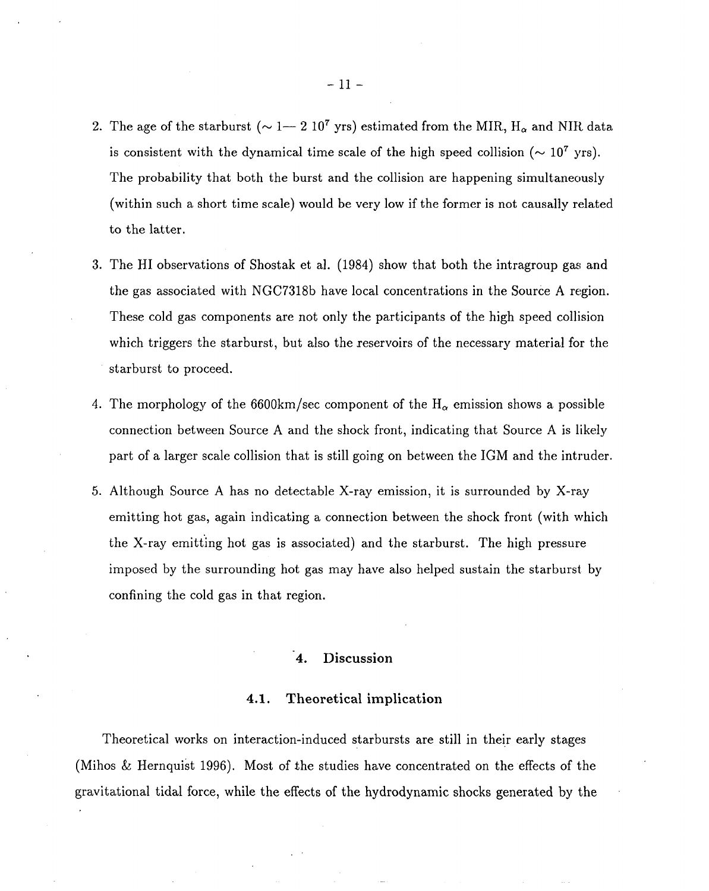2. The age of the starburst ($\sim 1$— $2\ 10^7$ yrs) estimated from the MIR, $H_\alpha$ and NIR data is consistent with the dynamical time scale of the high speed collision ($\sim 10^7$ yrs). The probability that both the burst and the collision are happening simultaneously (within such a short time scale) would be very low if the former is not causally related to the latter.

3. The HI observations of Shostak et al. (1984) show that both the intragroup gas and the gas associated with NGC7318b have local concentrations in the Source A region. These cold gas components are not only the participants of the high speed collision which triggers the starburst, but also the reservoirs of the necessary material for the starburst to proceed.

4. The morphology of the 6600km/sec component of the $H_\alpha$ emission shows a possible connection between Source A and the shock front, indicating that Source A is likely part of a larger scale collision that is still going on between the IGM and the intruder.

5. Although Source A has no detectable X-ray emission, it is surrounded by X-ray emitting hot gas, again indicating a connection between the shock front (with which the X-ray emitting hot gas is associated) and the starburst. The high pressure imposed by the surrounding hot gas may have also helped sustain the starburst by confining the cold gas in that region.

## 4. Discussion

### 4.1. Theoretical implication

Theoretical works on interaction-induced starbursts are still in their early stages (Mihos & Hernquist 1996). Most of the studies have concentrated on the effects of the gravitational tidal force, while the effects of the hydrodynamic shocks generated by the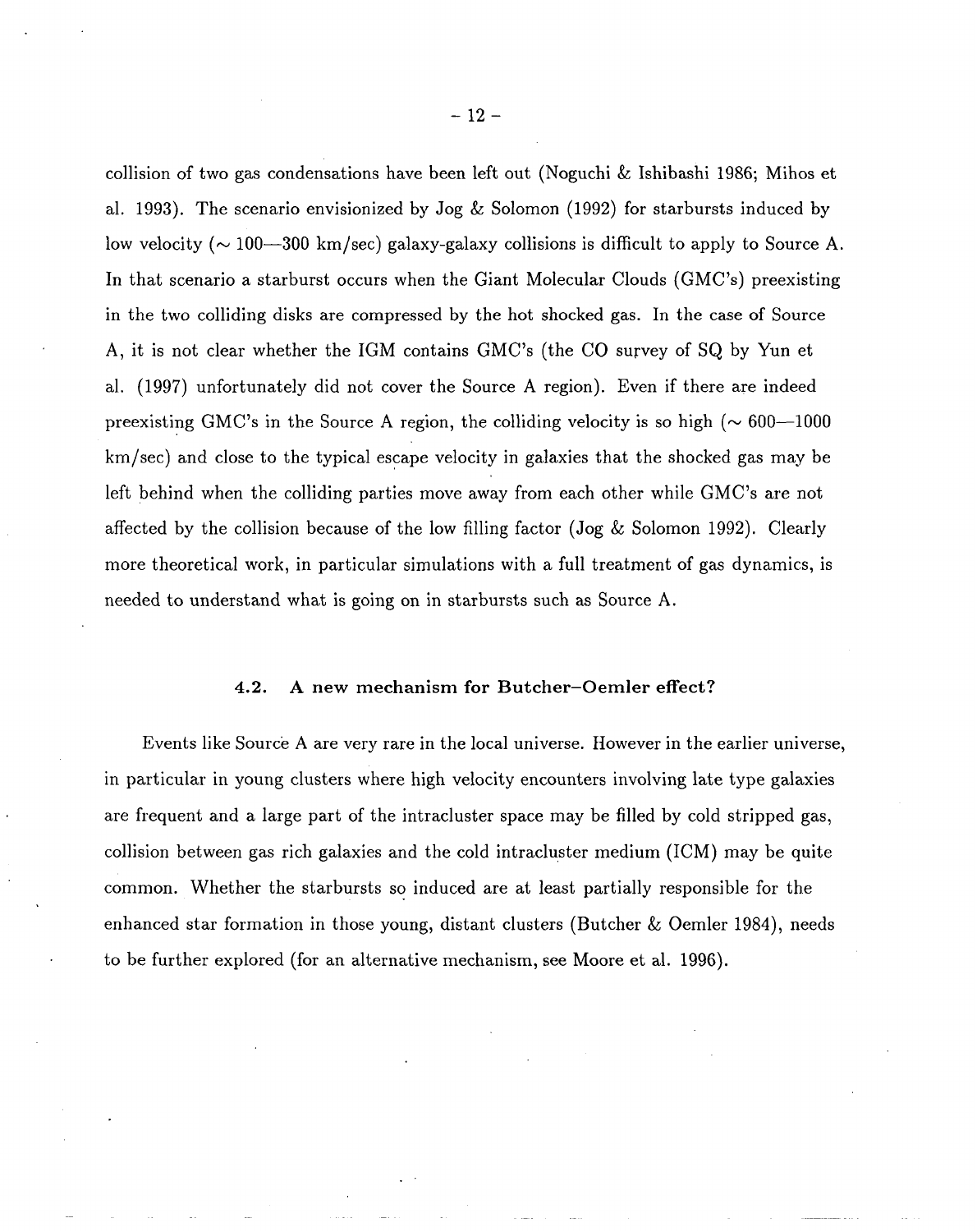collision of two gas condensations have been left out (Noguchi & Ishibashi 1986; Mihos et al. 1993). The scenario envisionized by Jog & Solomon (1992) for starbursts induced by low velocity ($\sim$ 100—300 km/sec) galaxy-galaxy collisions is difficult to apply to Source A. In that scenario a starburst occurs when the Giant Molecular Clouds (GMC's) preexisting in the two colliding disks are compressed by the hot shocked gas. In the case of Source A, it is not clear whether the IGM contains GMC's (the CO survey of SQ by Yun et al. (1997) unfortunately did not cover the Source A region). Even if there are indeed preexisting GMC's in the Source A region, the colliding velocity is so high ($\sim$ 600—1000 km/sec) and close to the typical escape velocity in galaxies that the shocked gas may be left behind when the colliding parties move away from each other while GMC's are not affected by the collision because of the low filling factor (Jog & Solomon 1992). Clearly more theoretical work, in particular simulations with a full treatment of gas dynamics, is needed to understand what is going on in starbursts such as Source A.

### 4.2. A new mechanism for Butcher–Oemler effect?

Events like Source A are very rare in the local universe. However in the earlier universe, in particular in young clusters where high velocity encounters involving late type galaxies are frequent and a large part of the intracluster space may be filled by cold stripped gas, collision between gas rich galaxies and the cold intracluster medium (ICM) may be quite common. Whether the starbursts so induced are at least partially responsible for the enhanced star formation in those young, distant clusters (Butcher & Oemler 1984), needs to be further explored (for an alternative mechanism, see Moore et al. 1996).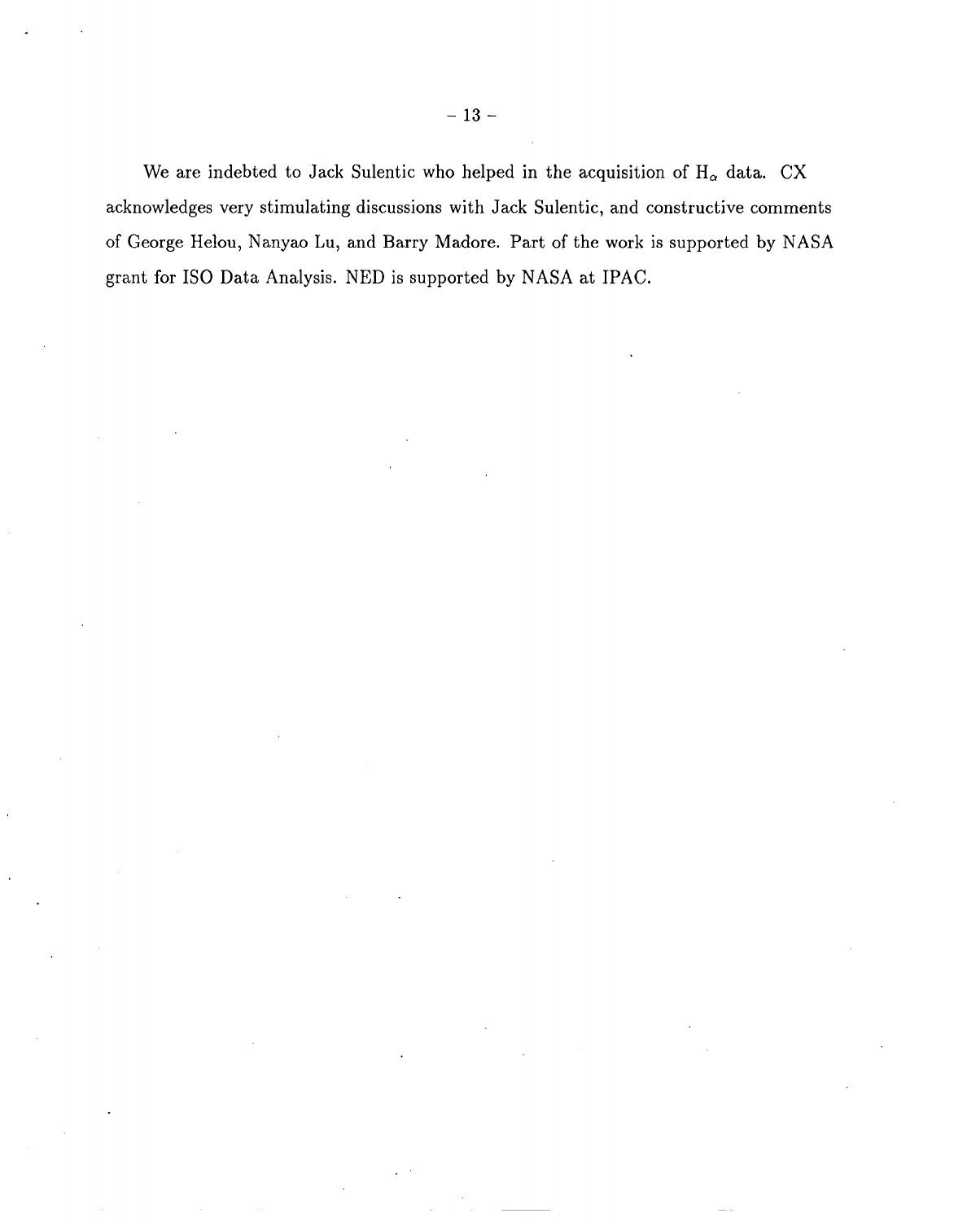We are indebted to Jack Sulentic who helped in the acquisition of $H_\alpha$ data. CX acknowledges very stimulating discussions with Jack Sulentic, and constructive comments of George Helou, Nanyao Lu, and Barry Madore. Part of the work is supported by NASA grant for ISO Data Analysis. NED is supported by NASA at IPAC.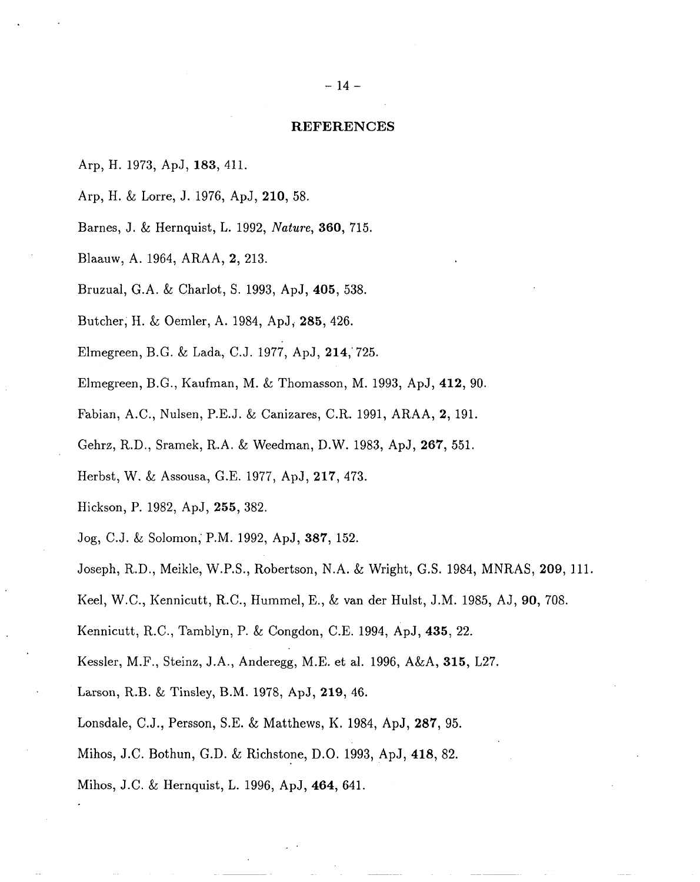## REFERENCES

Arp, H. 1973, ApJ, **183**, 411.

Arp, H. & Lorre, J. 1976, ApJ, **210**, 58.

Barnes, J. & Hernquist, L. 1992, *Nature*, **360**, 715.

Blaauw, A. 1964, ARAA, **2**, 213.

Bruzual, G.A. & Charlot, S. 1993, ApJ, **405**, 538.

Butcher, H. & Oemler, A. 1984, ApJ, **285**, 426.

Elmegreen, B.G. & Lada, C.J. 1977, ApJ, **214**, 725.

Elmegreen, B.G., Kaufman, M. & Thomasson, M. 1993, ApJ, **412**, 90.

Fabian, A.C., Nulsen, P.E.J. & Canizares, C.R. 1991, ARAA, **2**, 191.

Gehrz, R.D., Sramek, R.A. & Weedman, D.W. 1983, ApJ, **267**, 551.

Herbst, W. & Assousa, G.E. 1977, ApJ, **217**, 473.

Hickson, P. 1982, ApJ, **255**, 382.

Jog, C.J. & Solomon, P.M. 1992, ApJ, **387**, 152.

Joseph, R.D., Meikle, W.P.S., Robertson, N.A. & Wright, G.S. 1984, MNRAS, **209**, 111.

Keel, W.C., Kennicutt, R.C., Hummel, E., & van der Hulst, J.M. 1985, AJ, **90**, 708.

Kennicutt, R.C., Tamblyn, P. & Congdon, C.E. 1994, ApJ, **435**, 22.

Kessler, M.F., Steinz, J.A., Anderegg, M.E. et al. 1996, A&A, **315**, L27.

Larson, R.B. & Tinsley, B.M. 1978, ApJ, **219**, 46.

Lonsdale, C.J., Persson, S.E. & Matthews, K. 1984, ApJ, **287**, 95.

Mihos, J.C. Bothun, G.D. & Richstone, D.O. 1993, ApJ, **418**, 82.

Mihos, J.C. & Hernquist, L. 1996, ApJ, **464**, 641.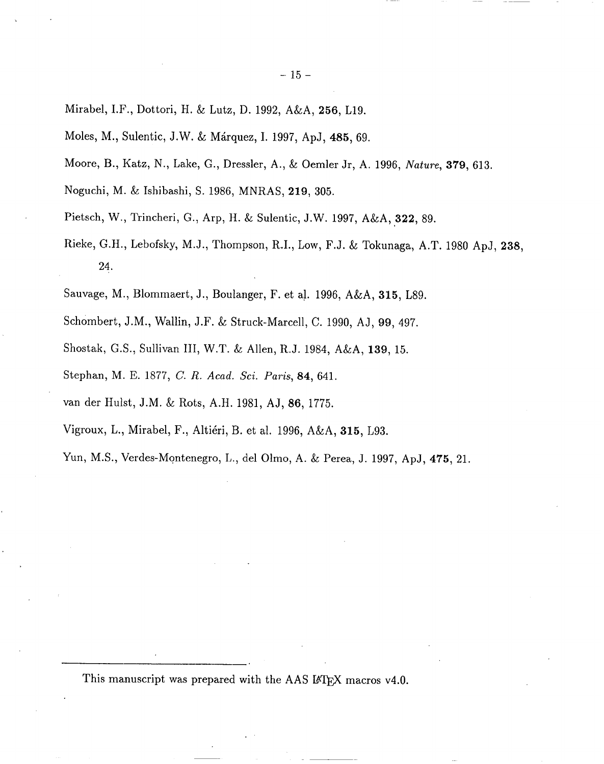Mirabel, I.F., Dottori, H. & Lutz, D. 1992, A&A, **256**, L19.

Moles, M., Sulentic, J.W. & Márquez, I. 1997, ApJ, **485**, 69.

Moore, B., Katz, N., Lake, G., Dressler, A., & Oemler Jr, A. 1996, *Nature*, **379**, 613.

Noguchi, M. & Ishibashi, S. 1986, MNRAS, **219**, 305.

Pietsch, W., Trincheri, G., Arp, H. & Sulentic, J.W. 1997, A&A, **322**, 89.

Rieke, G.H., Lebofsky, M.J., Thompson, R.I., Low, F.J. & Tokunaga, A.T. 1980 ApJ, **238**, 24.

Sauvage, M., Blommaert, J., Boulanger, F. et al. 1996, A&A, **315**, L89.

Schombert, J.M., Wallin, J.F. & Struck-Marcell, C. 1990, AJ, **99**, 497.

Shostak, G.S., Sullivan III, W.T. & Allen, R.J. 1984, A&A, **139**, 15.

Stephan, M. E. 1877, *C. R. Acad. Sci. Paris*, **84**, 641.

van der Hulst, J.M. & Rots, A.H. 1981, AJ, **86**, 1775.

Vigroux, L., Mirabel, F., Altiéri, B. et al. 1996, A&A, **315**, L93.

Yun, M.S., Verdes-Montenegro, L., del Olmo, A. & Perea, J. 1997, ApJ, **475**, 21.

---

This manuscript was prepared with the AAS LaTeX macros v4.0.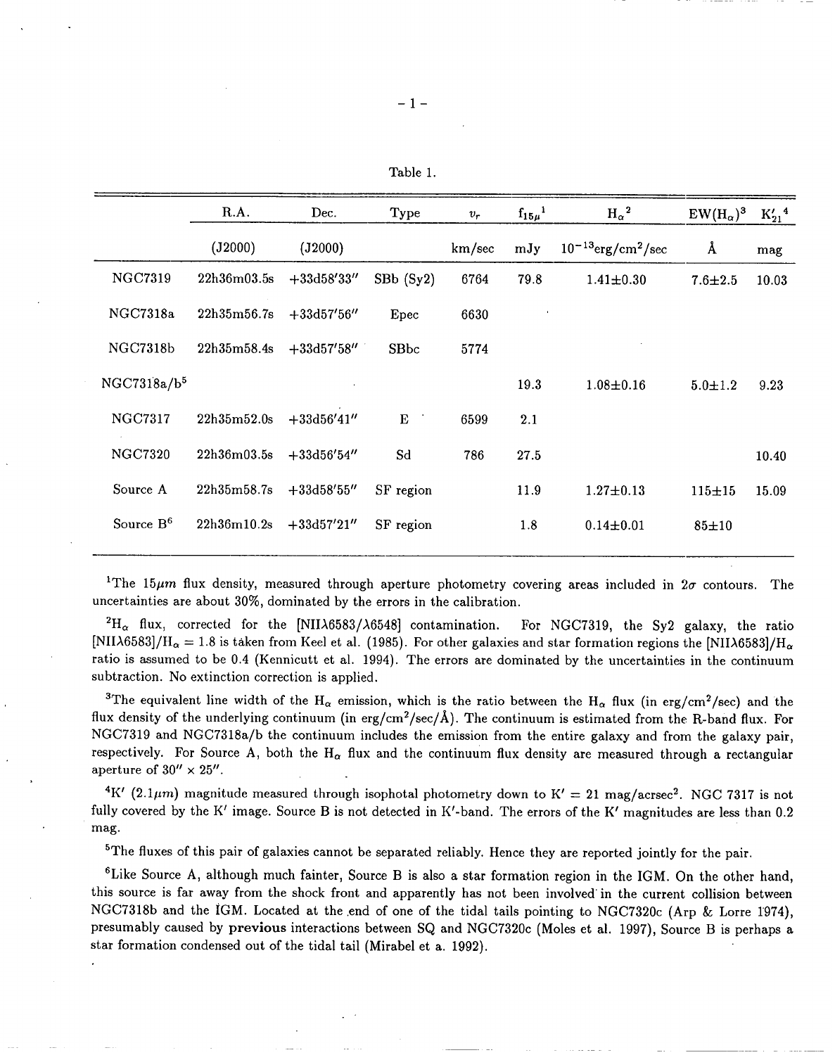Table 1.

| | R.A. | Dec. | Type | $v_r$ | $f_{15\mu}$[1] | $H_\alpha$[2] | $EW(H_\alpha)$[3] | $K'_{21}$[4] |
|---|---|---|---|---|---|---|---|---|
| | (J2000) | (J2000) | | km/sec | mJy | $10^{-13}$erg/cm$^2$/sec | Å | mag |
| NGC7319 | 22h36m03.5s | +33d58'33" | SBb (Sy2) | 6764 | 79.8 | 1.41±0.30 | 7.6±2.5 | 10.03 |
| NGC7318a | 22h35m56.7s | +33d57'56" | Epec | 6630 | | | | |
| NGC7318b | 22h35m58.4s | +33d57'58" | SBbc | 5774 | | | | |
| NGC7318a/b[5] | | | | | 19.3 | 1.08±0.16 | 5.0±1.2 | 9.23 |
| NGC7317 | 22h35m52.0s | +33d56'41" | E | 6599 | 2.1 | | | |
| NGC7320 | 22h36m03.5s | +33d56'54" | Sd | 786 | 27.5 | | | 10.40 |
| Source A | 22h35m58.7s | +33d58'55" | SF region | | 11.9 | 1.27±0.13 | 115±15 | 15.09 |
| Source B[6] | 22h36m10.2s | +33d57'21" | SF region | | 1.8 | 0.14±0.01 | 85±10 | |

[1]The 15$\mu m$ flux density, measured through aperture photometry covering areas included in $2\sigma$ contours. The uncertainties are about 30%, dominated by the errors in the calibration.

[2]$H_\alpha$ flux, corrected for the [NII$\lambda$6583/$\lambda$6548] contamination. For NGC7319, the Sy2 galaxy, the ratio [NII$\lambda$6583]/$H_\alpha$ = 1.8 is taken from Keel et al. (1985). For other galaxies and star formation regions the [NII$\lambda$6583]/$H_\alpha$ ratio is assumed to be 0.4 (Kennicutt et al. 1994). The errors are dominated by the uncertainties in the continuum subtraction. No extinction correction is applied.

[3]The equivalent line width of the $H_\alpha$ emission, which is the ratio between the $H_\alpha$ flux (in erg/cm$^2$/sec) and the flux density of the underlying continuum (in erg/cm$^2$/sec/Å). The continuum is estimated from the R-band flux. For NGC7319 and NGC7318a/b the continuum includes the emission from the entire galaxy and from the galaxy pair, respectively. For Source A, both the $H_\alpha$ flux and the continuum flux density are measured through a rectangular aperture of 30" × 25".

[4]K' (2.1$\mu m$) magnitude measured through isophotal photometry down to K' = 21 mag/acrsec$^2$. NGC 7317 is not fully covered by the K' image. Source B is not detected in K'-band. The errors of the K' magnitudes are less than 0.2 mag.

[5]The fluxes of this pair of galaxies cannot be separated reliably. Hence they are reported jointly for the pair.

[6]Like Source A, although much fainter, Source B is also a star formation region in the IGM. On the other hand, this source is far away from the shock front and apparently has not been involved in the current collision between NGC7318b and the IGM. Located at the end of one of the tidal tails pointing to NGC7320c (Arp & Lorre 1974), presumably caused by **previous** interactions between SQ and NGC7320c (Moles et al. 1997), Source B is perhaps a star formation condensed out of the tidal tail (Mirabel et a. 1992).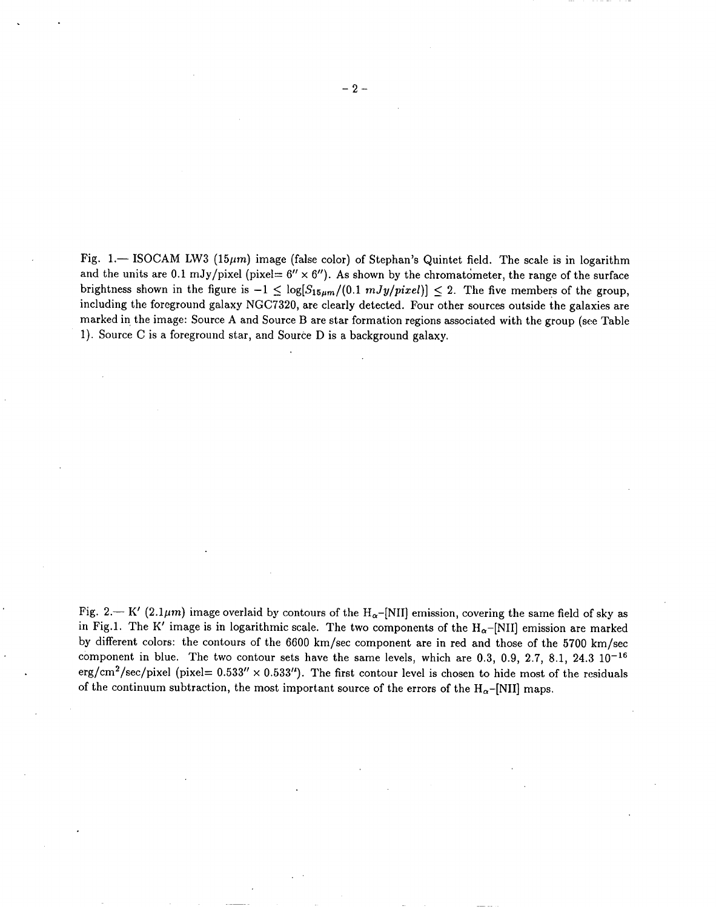Fig. 1.— ISOCAM LW3 ($15\mu m$) image (false color) of Stephan's Quintet field. The scale is in logarithm and the units are 0.1 mJy/pixel (pixel= $6'' \times 6''$). As shown by the chromatometer, the range of the surface brightness shown in the figure is $-1 \leq \log[S_{15\mu m}/(0.1\ mJy/pixel)] \leq 2$. The five members of the group, including the foreground galaxy NGC7320, are clearly detected. Four other sources outside the galaxies are marked in the image: Source A and Source B are star formation regions associated with the group (see Table 1). Source C is a foreground star, and Source D is a background galaxy.

Fig. 2.— K' ($2.1\mu m$) image overlaid by contours of the $H_\alpha$–[NII] emission, covering the same field of sky as in Fig.1. The K' image is in logarithmic scale. The two components of the $H_\alpha$–[NII] emission are marked by different colors: the contours of the 6600 km/sec component are in red and those of the 5700 km/sec component in blue. The two contour sets have the same levels, which are 0.3, 0.9, 2.7, 8.1, 24.3 $10^{-16}$ erg/cm$^2$/sec/pixel (pixel= $0.533'' \times 0.533''$). The first contour level is chosen to hide most of the residuals of the continuum subtraction, the most important source of the errors of the $H_\alpha$–[NII] maps.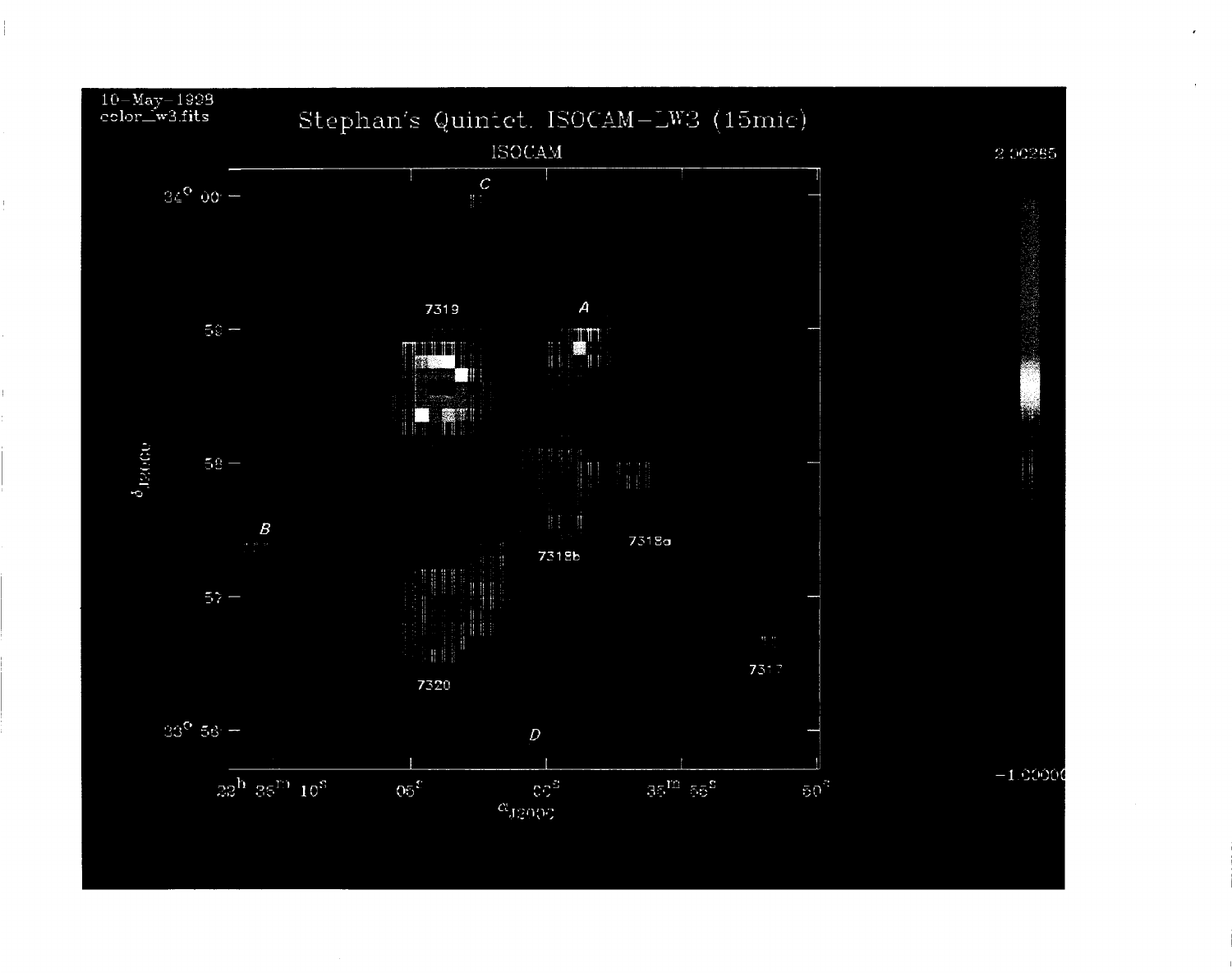10–May–1998
color_w3.fits

Stephan's Quintet. ISOCAM–LW3 (15mic)

ISOCAM

C

7319

A

B

7318b

7318a

7320

7317

D

$\delta_{J2000}$

$34^{\circ}\ 00'$

59

58

57

$33^{\circ}\ 56'$

$22^{h}\ 36^{m}\ 10^{s}$

$05^{s}$

$00^{s}$

$35^{m}\ 55^{s}$

$50^{s}$

$\alpha_{J2000}$

2.00265

−1.00000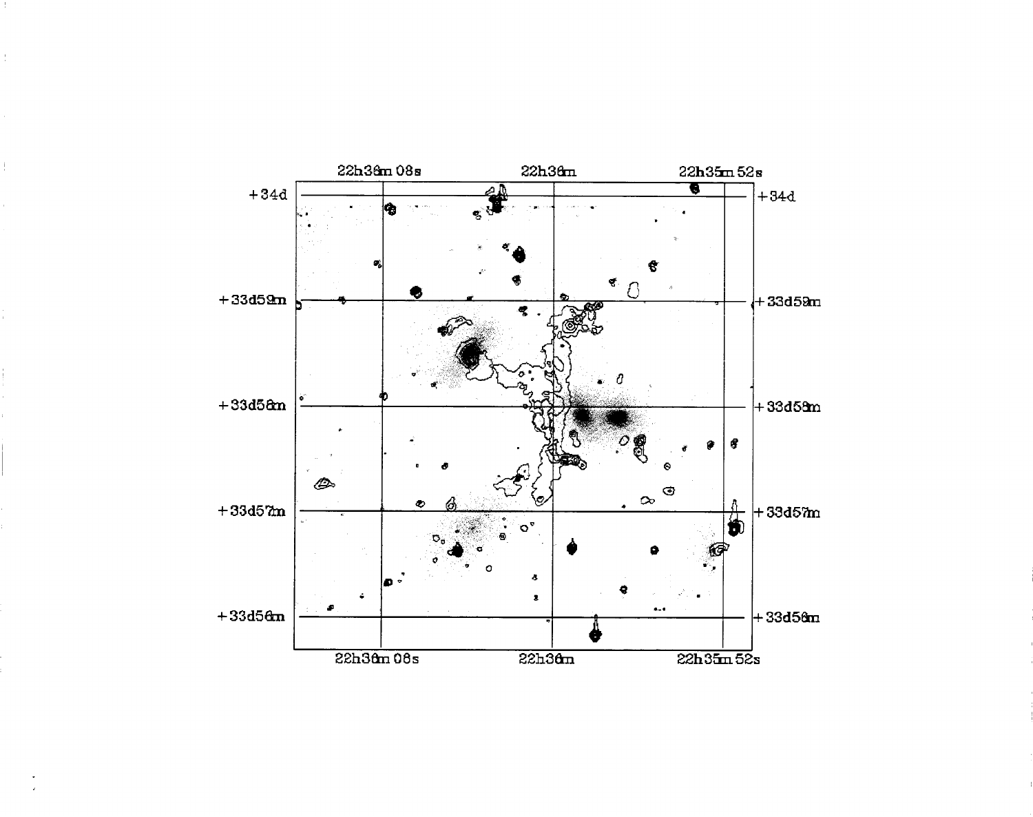22h36m 08s

22h36m

22h35m 52s

+34d

+33d59m

+33d58m

+33d57m

+33d56m

+34d

+33d59m

+33d58m

+33d57m

+33d56m

22h36m 08s

22h36m

22h35m 52s